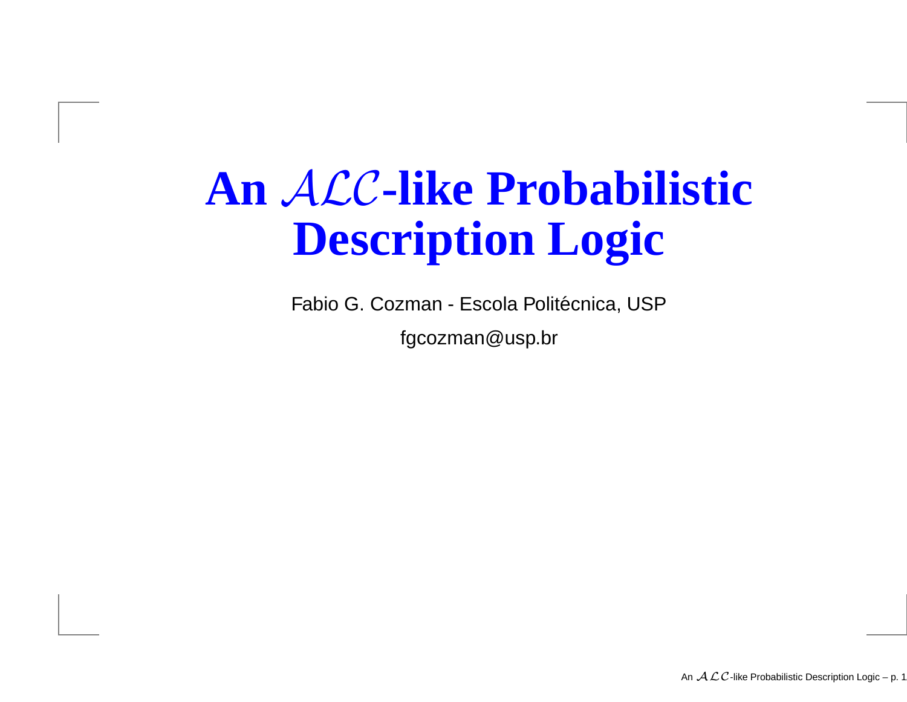# An $\mathcal{ALC}$-like Probabilistic Description Logic

Fabio G. Cozman - Escola Politécnica, USP

fgcozman@usp.br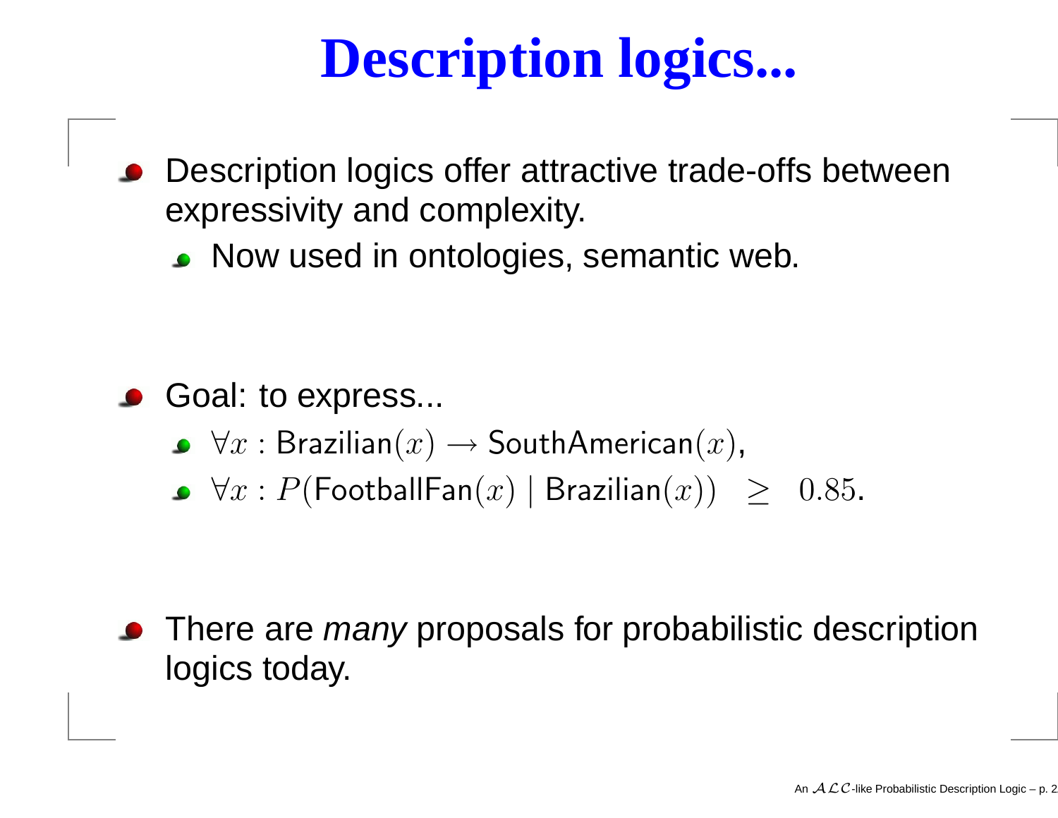# Description logics...

- Description logics offer attractive trade-offs between expressivity and complexity.
  - Now used in ontologies, semantic web.

- Goal: to express...
  - $\forall x : \mathsf{Brazilian}(x) \rightarrow \mathsf{SouthAmerican}(x)$,
  - $\forall x : P(\mathsf{FootballFan}(x) \mid \mathsf{Brazilian}(x)) \geq 0.85$.

- There are *many* proposals for probabilistic description logics today.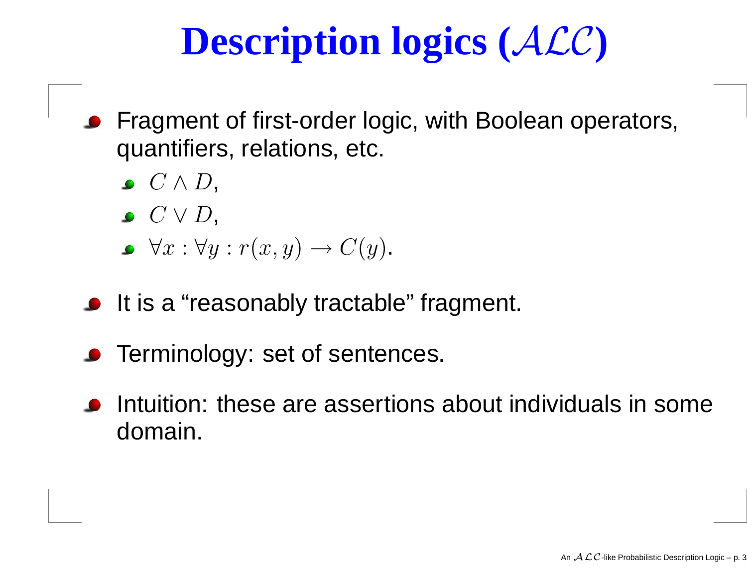# Description logics ($\mathcal{ALC}$)

- Fragment of first-order logic, with Boolean operators, quantifiers, relations, etc.
  - $C \wedge D$,
  - $C \vee D$,
  - $\forall x : \forall y : r(x, y) \rightarrow C(y)$.
- It is a "reasonably tractable" fragment.
- Terminology: set of sentences.
- Intuition: these are assertions about individuals in some domain.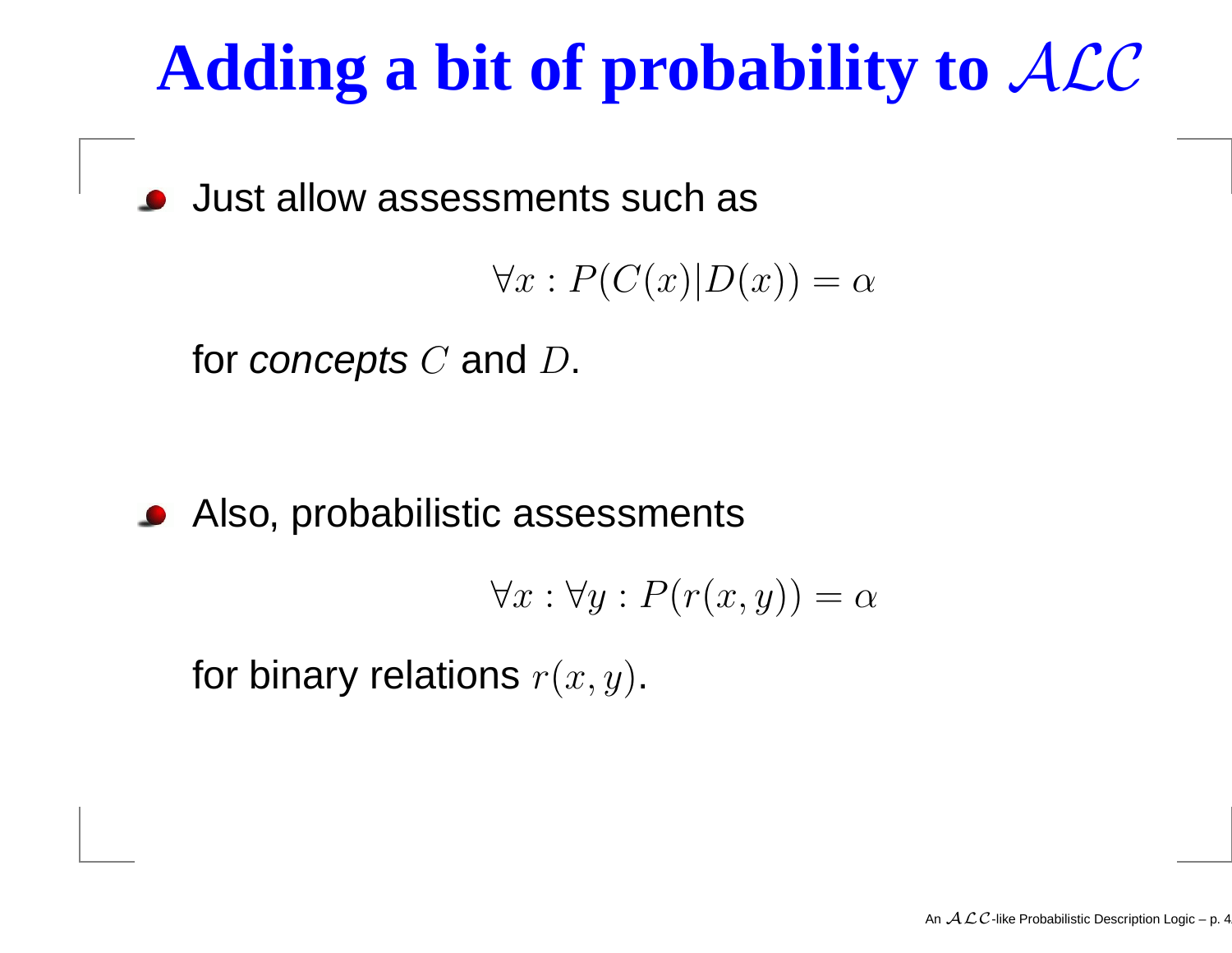# Adding a bit of probability to $\mathcal{ALC}$

- Just allow assessments such as

$$\forall x : P(C(x)|D(x)) = \alpha$$

for *concepts* $C$ and $D$.

- Also, probabilistic assessments

$$\forall x : \forall y : P(r(x, y)) = \alpha$$

for binary relations $r(x, y)$.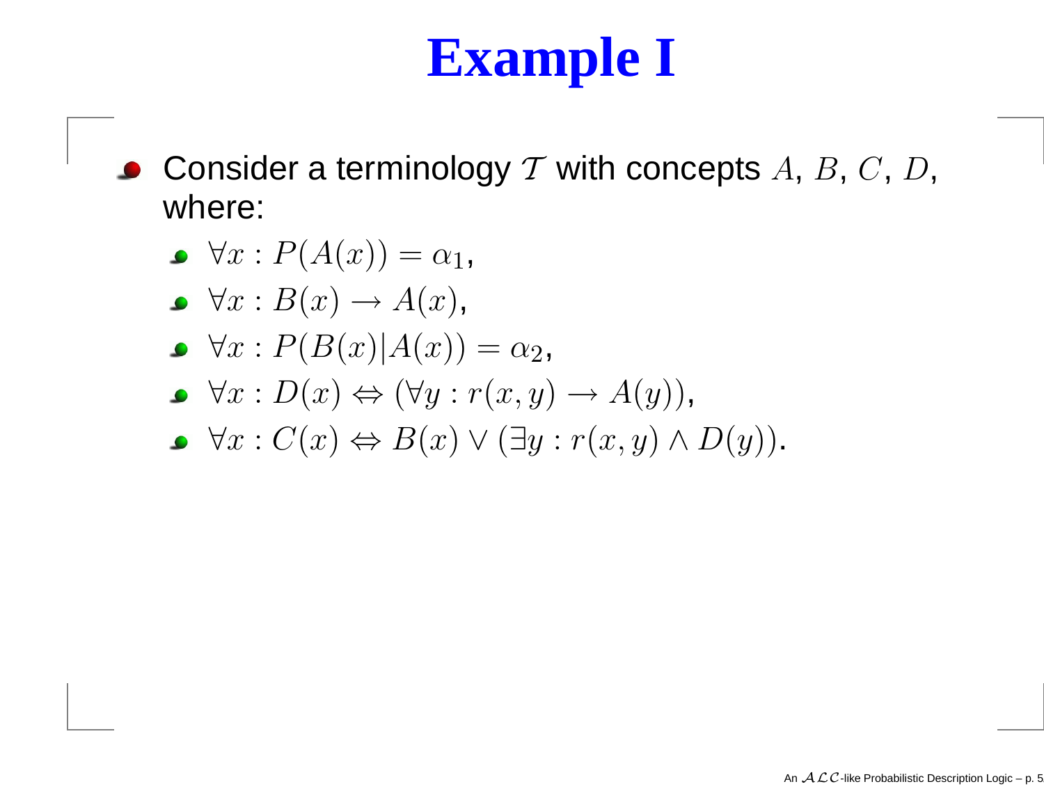# Example I

- Consider a terminology $\mathcal{T}$ with concepts $A$, $B$, $C$, $D$, where:
  - $\forall x : P(A(x)) = \alpha_1$,
  - $\forall x : B(x) \rightarrow A(x)$,
  - $\forall x : P(B(x)|A(x)) = \alpha_2$,
  - $\forall x : D(x) \Leftrightarrow (\forall y : r(x, y) \rightarrow A(y))$,
  - $\forall x : C(x) \Leftrightarrow B(x) \vee (\exists y : r(x, y) \wedge D(y))$.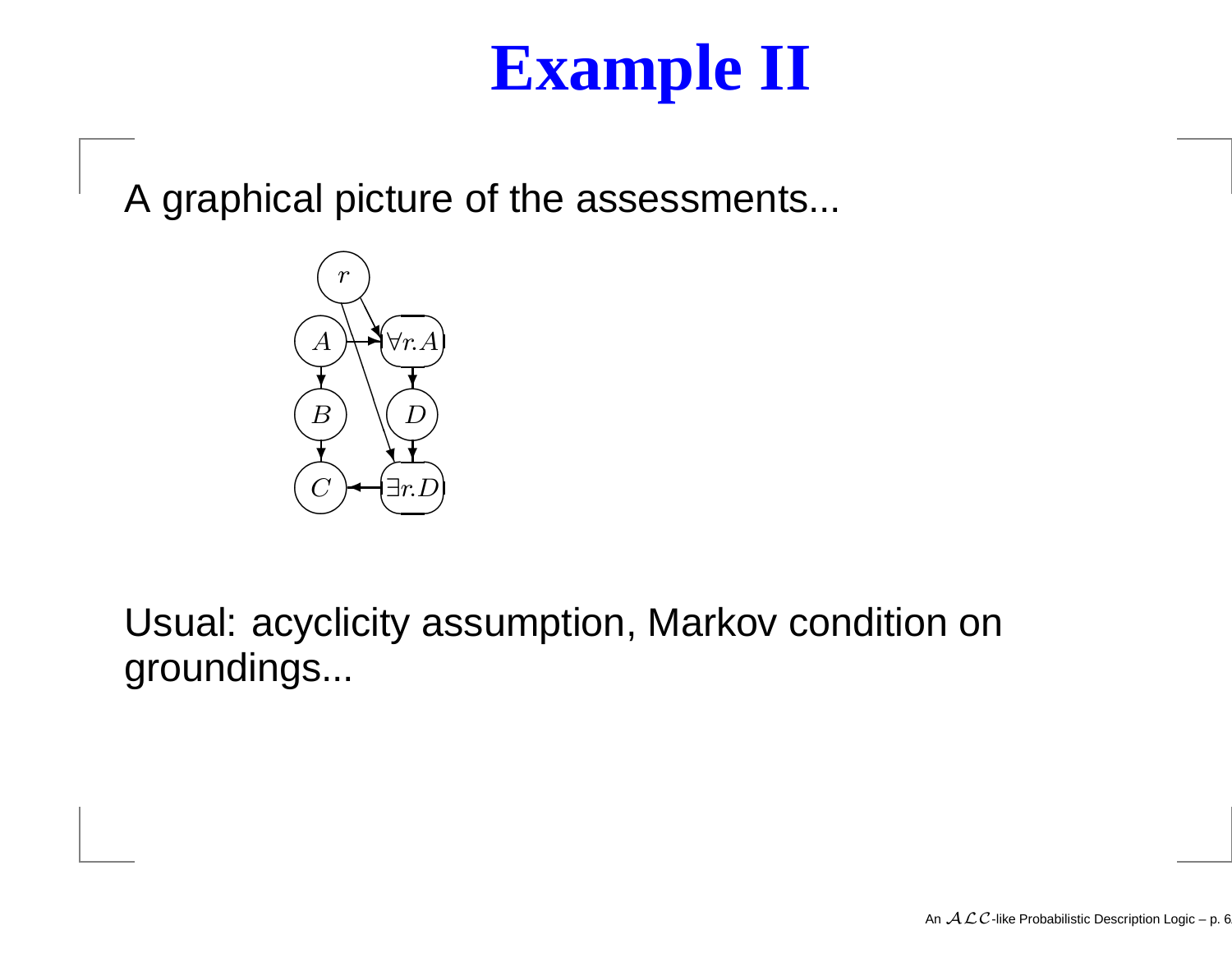# Example II

A graphical picture of the assessments...

Usual: acyclicity assumption, Markov condition on groundings...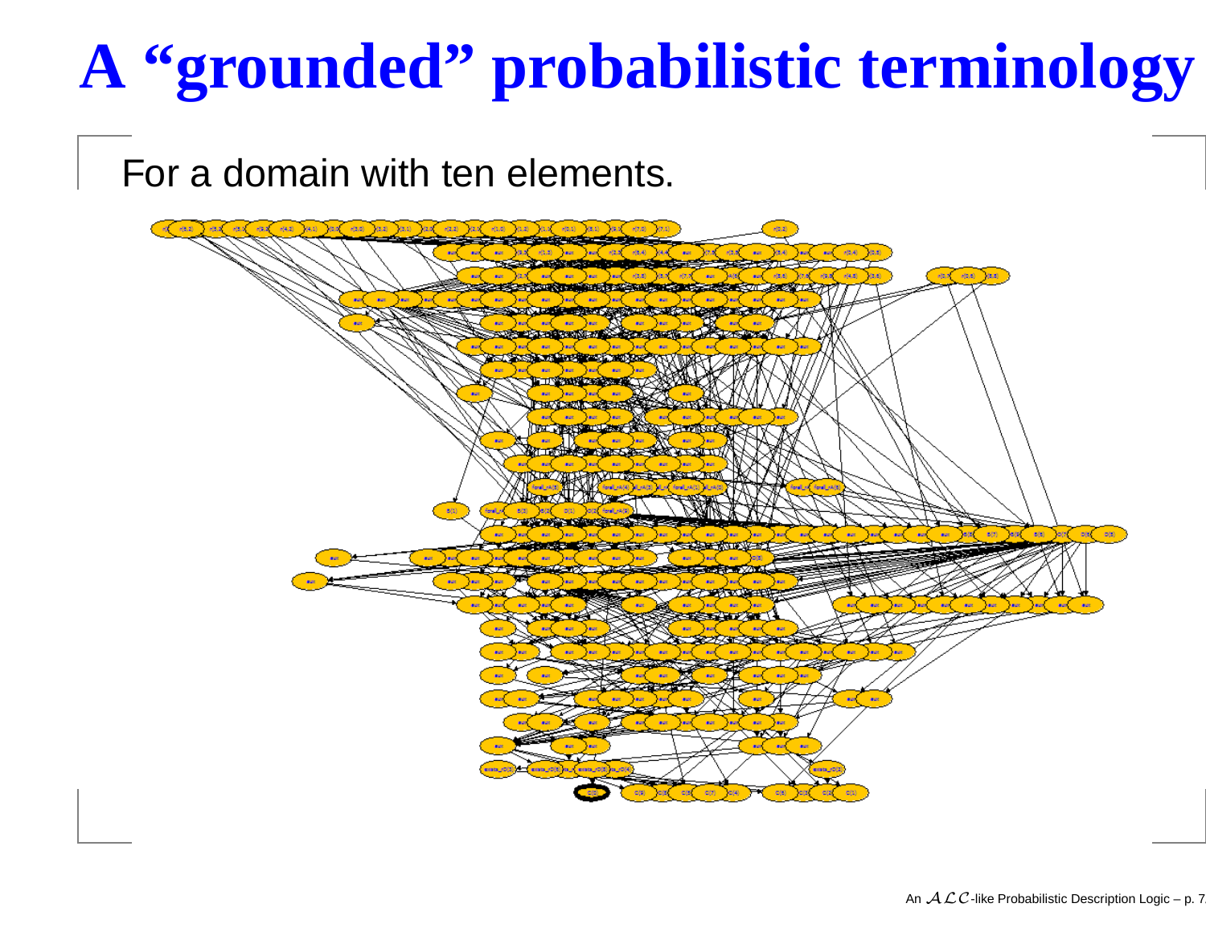# A "grounded" probabilistic terminology

For a domain with ten elements.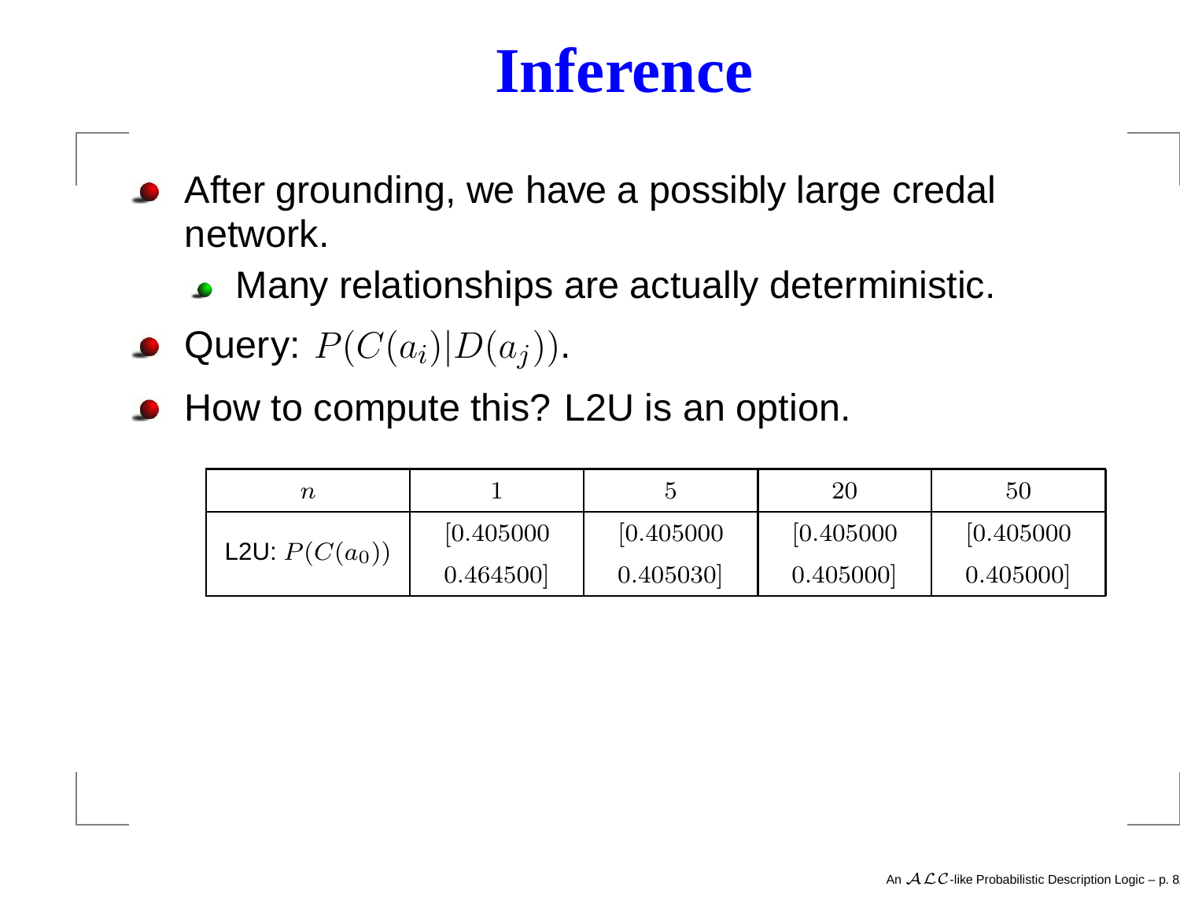# Inference

- After grounding, we have a possibly large credal network.
  - Many relationships are actually deterministic.
- Query: $P(C(a_i)|D(a_j))$.
- How to compute this? L2U is an option.

| $n$ | 1 | 5 | 20 | 50 |
|---|---|---|---|---|
| L2U: $P(C(a_0))$ | $[0.405000$ $0.464500]$ | $[0.405000$ $0.405030]$ | $[0.405000$ $0.405000]$ | $[0.405000$ $0.405000]$ |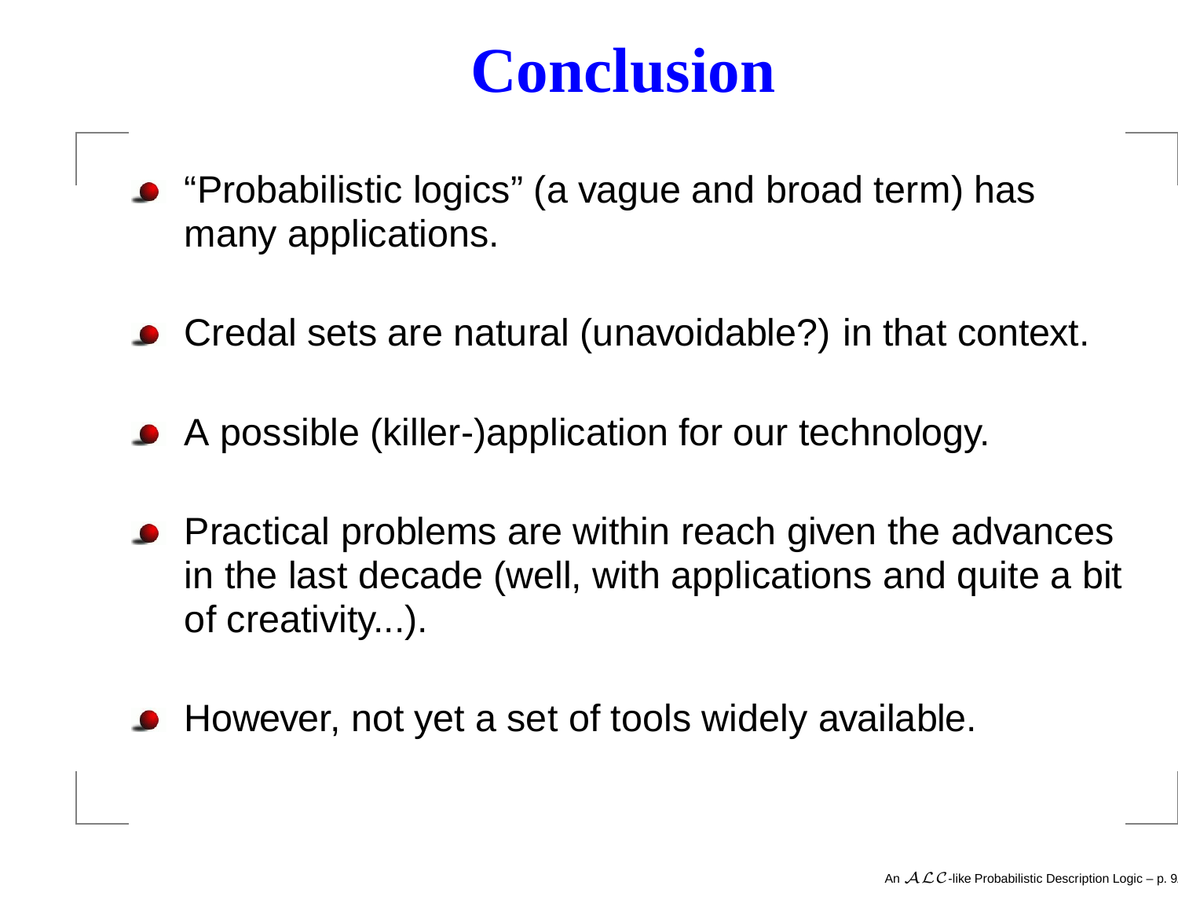# Conclusion

- "Probabilistic logics" (a vague and broad term) has many applications.
- Credal sets are natural (unavoidable?) in that context.
- A possible (killer-)application for our technology.
- Practical problems are within reach given the advances in the last decade (well, with applications and quite a bit of creativity...).
- However, not yet a set of tools widely available.